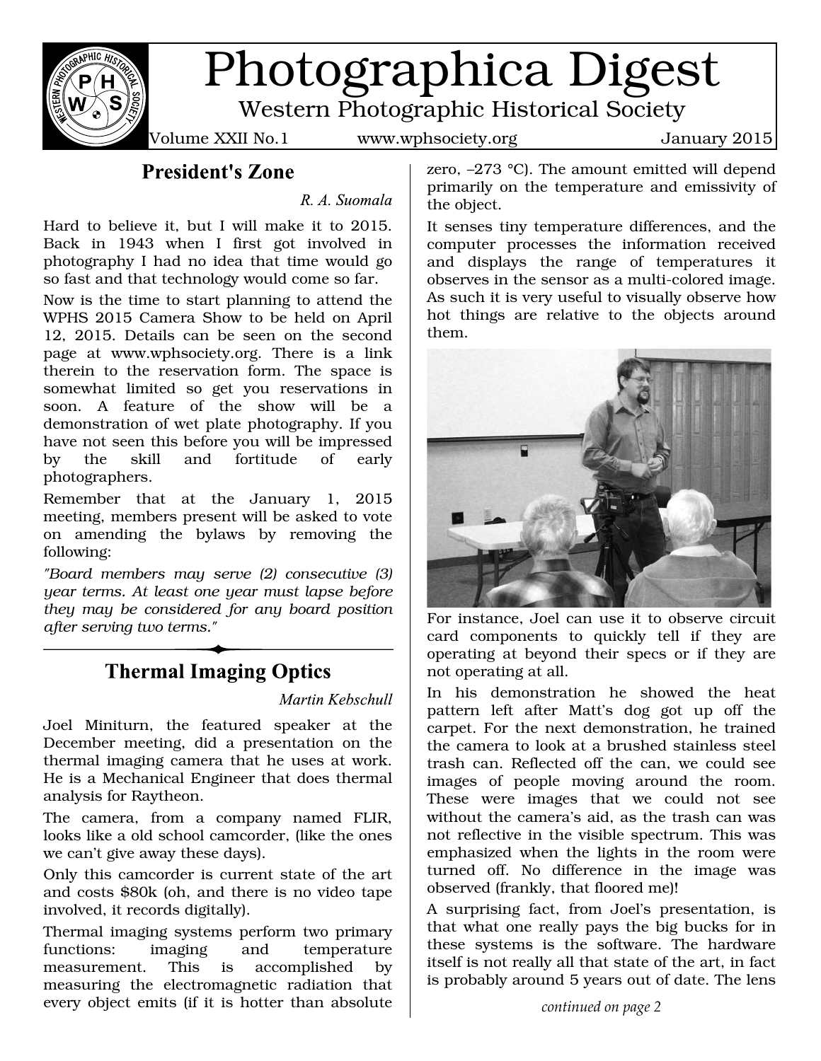# Photographica Digest

Western Photographic Historical Society

Volume XXII No.1 www.wphsociety.org January 2015

## President's Zone

*R. A. Suomala*

Hard to believe it, but I will make it to 2015. Back in 1943 when I first got involved in photography I had no idea that time would go so fast and that technology would come so far.

Now is the time to start planning to attend the WPHS 2015 Camera Show to be held on April 12, 2015. Details can be seen on the second page at www.wphsociety.org. There is a link therein to the reservation form. The space is somewhat limited so get you reservations in soon. A feature of the show will be a demonstration of wet plate photography. If you have not seen this before you will be impressed by the skill and fortitude of early photographers.

Remember that at the January 1, 2015 meeting, members present will be asked to vote on amending the bylaws by removing the following:

*"Board members may serve (2) consecutive (3) year terms. At least one year must lapse before they may be considered for any board position after serving two terms."*

## Thermal Imaging Optics

*Martin Kebschull*

Joel Miniturn, the featured speaker at the December meeting, did a presentation on the thermal imaging camera that he uses at work. He is a Mechanical Engineer that does thermal analysis for Raytheon.

The camera, from a company named FLIR, looks like a old school camcorder, (like the ones we can't give away these days).

Only this camcorder is current state of the art and costs $80k (oh, and there is no video tape involved, it records digitally).

Thermal imaging systems perform two primary functions: imaging and temperature measurement. This is accomplished by measuring the electromagnetic radiation that every object emits (if it is hotter than absolute zero, –273 °C). The amount emitted will depend primarily on the temperature and emissivity of the object.

It senses tiny temperature differences, and the computer processes the information received and displays the range of temperatures it observes in the sensor as a multi-colored image. As such it is very useful to visually observe how hot things are relative to the objects around them.

For instance, Joel can use it to observe circuit card components to quickly tell if they are operating at beyond their specs or if they are not operating at all.

In his demonstration he showed the heat pattern left after Matt's dog got up off the carpet. For the next demonstration, he trained the camera to look at a brushed stainless steel trash can. Reflected off the can, we could see images of people moving around the room. These were images that we could not see without the camera's aid, as the trash can was not reflective in the visible spectrum. This was emphasized when the lights in the room were turned off. No difference in the image was observed (frankly, that floored me)!

A surprising fact, from Joel's presentation, is that what one really pays the big bucks for in these systems is the software. The hardware itself is not really all that state of the art, in fact is probably around 5 years out of date. The lens

*continued on page 2*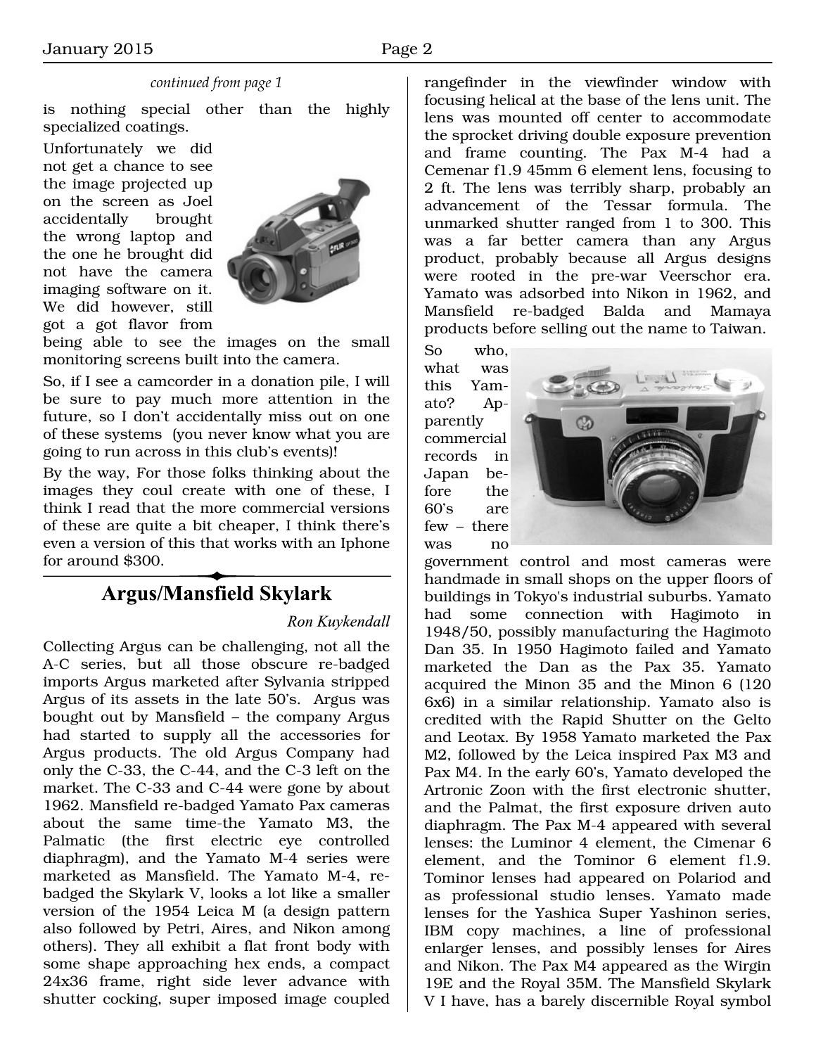*continued from page 1*

is nothing special other than the highly specialized coatings.

Unfortunately we did not get a chance to see the image projected up on the screen as Joel accidentally brought the wrong laptop and the one he brought did not have the camera imaging software on it. We did however, still got a got flavor from being able to see the images on the small monitoring screens built into the camera.

So, if I see a camcorder in a donation pile, I will be sure to pay much more attention in the future, so I don't accidentally miss out on one of these systems (you never know what you are going to run across in this club's events)!

By the way, For those folks thinking about the images they coul create with one of these, I think I read that the more commercial versions of these are quite a bit cheaper, I think there's even a version of this that works with an Iphone for around $300.

## Argus/Mansfield Skylark

*Ron Kuykendall*

Collecting Argus can be challenging, not all the A-C series, but all those obscure re-badged imports Argus marketed after Sylvania stripped Argus of its assets in the late 50's. Argus was bought out by Mansfield – the company Argus had started to supply all the accessories for Argus products. The old Argus Company had only the C-33, the C-44, and the C-3 left on the market. The C-33 and C-44 were gone by about 1962. Mansfield re-badged Yamato Pax cameras about the same time-the Yamato M3, the Palmatic (the first electric eye controlled diaphragm), and the Yamato M-4 series were marketed as Mansfield. The Yamato M-4, re-badged the Skylark V, looks a lot like a smaller version of the 1954 Leica M (a design pattern also followed by Petri, Aires, and Nikon among others). They all exhibit a flat front body with some shape approaching hex ends, a compact 24x36 frame, right side lever advance with shutter cocking, super imposed image coupled rangefinder in the viewfinder window with focusing helical at the base of the lens unit. The lens was mounted off center to accommodate the sprocket driving double exposure prevention and frame counting. The Pax M-4 had a Cemenar f1.9 45mm 6 element lens, focusing to 2 ft. The lens was terribly sharp, probably an advancement of the Tessar formula. The unmarked shutter ranged from 1 to 300. This was a far better camera than any Argus product, probably because all Argus designs were rooted in the pre-war Veerschor era. Yamato was adsorbed into Nikon in 1962, and Mansfield re-badged Balda and Mamaya products before selling out the name to Taiwan.

So who, what was this Yamato? Apparently commercial records in Japan before the 60's are few – there was no government control and most cameras were handmade in small shops on the upper floors of buildings in Tokyo's industrial suburbs. Yamato had some connection with Hagimoto in 1948/50, possibly manufacturing the Hagimoto Dan 35. In 1950 Hagimoto failed and Yamato marketed the Dan as the Pax 35. Yamato acquired the Minon 35 and the Minon 6 (120 6x6) in a similar relationship. Yamato also is credited with the Rapid Shutter on the Gelto and Leotax. By 1958 Yamato marketed the Pax M2, followed by the Leica inspired Pax M3 and Pax M4. In the early 60's, Yamato developed the Artronic Zoon with the first electronic shutter, and the Palmat, the first exposure driven auto diaphragm. The Pax M-4 appeared with several lenses: the Luminor 4 element, the Cimenar 6 element, and the Tominor 6 element f1.9. Tominor lenses had appeared on Polariod and as professional studio lenses. Yamato made lenses for the Yashica Super Yashinon series, IBM copy machines, a line of professional enlarger lenses, and possibly lenses for Aires and Nikon. The Pax M4 appeared as the Wirgin 19E and the Royal 35M. The Mansfield Skylark V I have, has a barely discernible Royal symbol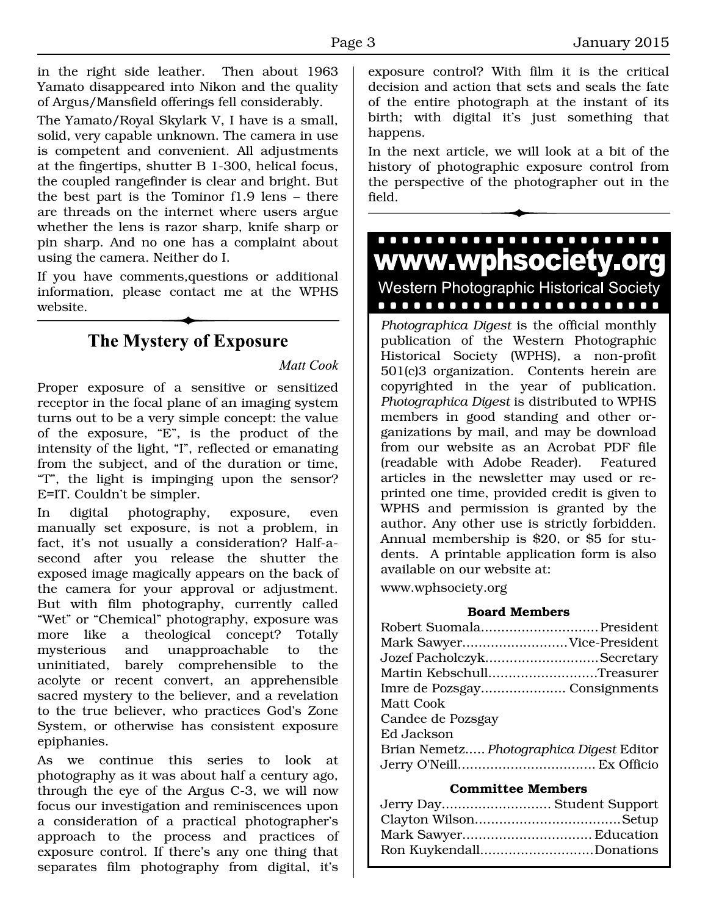in the right side leather. Then about 1963 Yamato disappeared into Nikon and the quality of Argus/Mansfield offerings fell considerably.

The Yamato/Royal Skylark V, I have is a small, solid, very capable unknown. The camera in use is competent and convenient. All adjustments at the fingertips, shutter B 1-300, helical focus, the coupled rangefinder is clear and bright. But the best part is the Tominor f1.9 lens – there are threads on the internet where users argue whether the lens is razor sharp, knife sharp or pin sharp. And no one has a complaint about using the camera. Neither do I.

If you have comments,questions or additional information, please contact me at the WPHS website.

## The Mystery of Exposure

*Matt Cook*

Proper exposure of a sensitive or sensitized receptor in the focal plane of an imaging system turns out to be a very simple concept: the value of the exposure, “E”, is the product of the intensity of the light, “I”, reflected or emanating from the subject, and of the duration or time, “T”, the light is impinging upon the sensor? E=IT. Couldn’t be simpler.

In digital photography, exposure, even manually set exposure, is not a problem, in fact, it’s not usually a consideration? Half-a-second after you release the shutter the exposed image magically appears on the back of the camera for your approval or adjustment. But with film photography, currently called “Wet” or “Chemical” photography, exposure was more like a theological concept? Totally mysterious and unapproachable to the uninitiated, barely comprehensible to the acolyte or recent convert, an apprehensible sacred mystery to the believer, and a revelation to the true believer, who practices God’s Zone System, or otherwise has consistent exposure epiphanies.

As we continue this series to look at photography as it was about half a century ago, through the eye of the Argus C-3, we will now focus our investigation and reminiscences upon a consideration of a practical photographer’s approach to the process and practices of exposure control. If there’s any one thing that separates film photography from digital, it’s exposure control? With film it is the critical decision and action that sets and seals the fate of the entire photograph at the instant of its birth; with digital it’s just something that happens.

In the next article, we will look at a bit of the history of photographic exposure control from the perspective of the photographer out in the field.

---

**www.wphsociety.org**

Western Photographic Historical Society

*Photographica Digest* is the official monthly publication of the Western Photographic Historical Society (WPHS), a non-profit 501(c)3 organization. Contents herein are copyrighted in the year of publication. *Photographica Digest* is distributed to WPHS members in good standing and other organizations by mail, and may be download from our website as an Acrobat PDF file (readable with Adobe Reader). Featured articles in the newsletter may used or reprinted one time, provided credit is given to WPHS and permission is granted by the author. Any other use is strictly forbidden. Annual membership is $20, or $5 for students. A printable application form is also available on our website at:

www.wphsociety.org

**Board Members**

Robert Suomala............................President
Mark Sawyer..........................Vice-President
Jozef Pacholczyk............................Secretary
Martin Kebschull...........................Treasurer
Imre de Pozsgay..................... Consignments
Matt Cook
Candee de Pozsgay
Ed Jackson
Brian Nemetz..... *Photographica Digest* Editor
Jerry O'Neill.................................. Ex Officio

**Committee Members**

Jerry Day........................... Student Support
Clayton Wilson....................................Setup
Mark Sawyer................................ Education
Ron Kuykendall............................Donations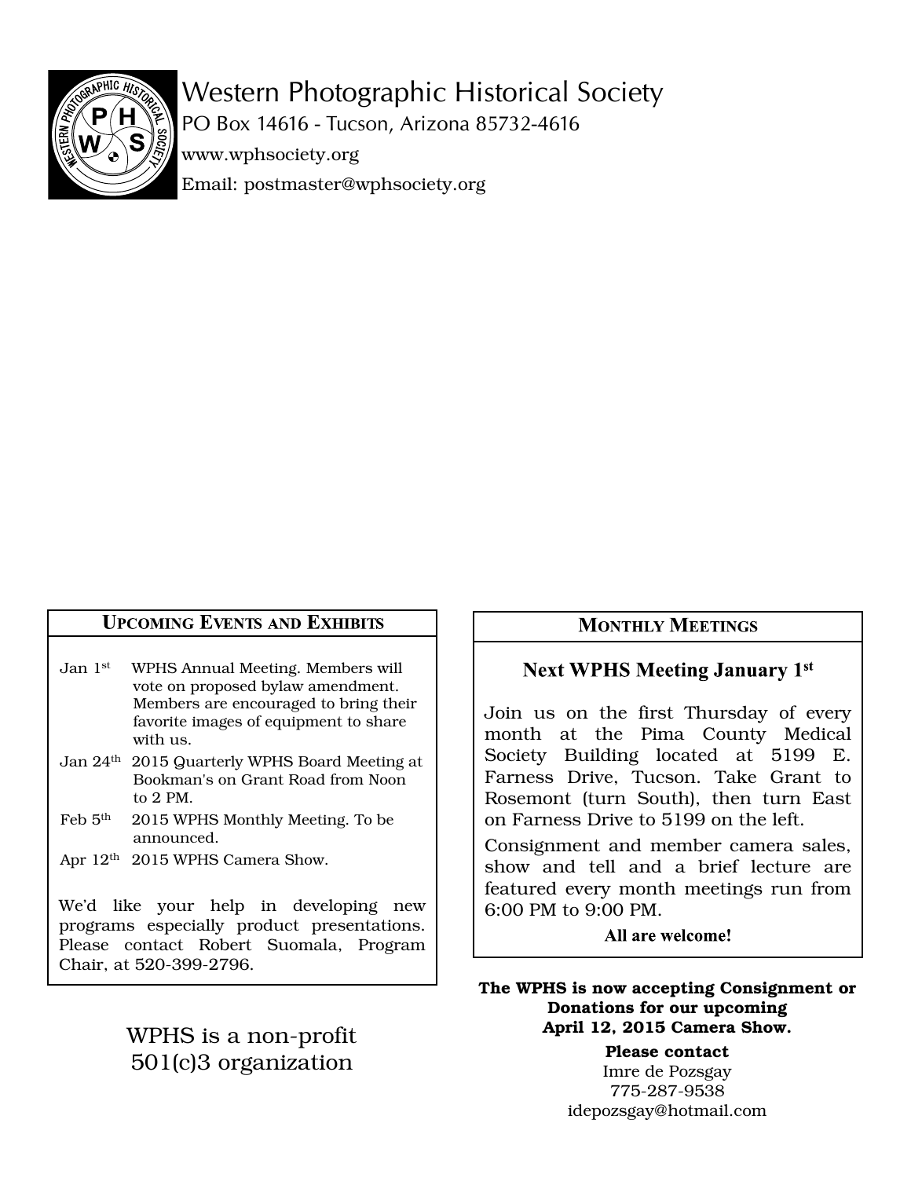# Western Photographic Historical Society

PO Box 14616 - Tucson, Arizona 85732-4616

www.wphsociety.org

Email: postmaster@wphsociety.org

## Upcoming Events and Exhibits

| | |
|---|---|
| Jan 1st | WPHS Annual Meeting. Members will vote on proposed bylaw amendment. Members are encouraged to bring their favorite images of equipment to share with us. |
| Jan 24th | 2015 Quarterly WPHS Board Meeting at Bookman's on Grant Road from Noon to 2 PM. |
| Feb 5th | 2015 WPHS Monthly Meeting. To be announced. |
| Apr 12th | 2015 WPHS Camera Show. |

We'd like your help in developing new programs especially product presentations. Please contact Robert Suomala, Program Chair, at 520-399-2796.

WPHS is a non-profit 501(c)3 organization

## Monthly Meetings

### Next WPHS Meeting January 1st

Join us on the first Thursday of every month at the Pima County Medical Society Building located at 5199 E. Farness Drive, Tucson. Take Grant to Rosemont (turn South), then turn East on Farness Drive to 5199 on the left.

Consignment and member camera sales, show and tell and a brief lecture are featured every month meetings run from 6:00 PM to 9:00 PM.

**All are welcome!**

**The WPHS is now accepting Consignment or Donations for our upcoming April 12, 2015 Camera Show.**

**Please contact**

Imre de Pozsgay
775-287-9538
idepozsgay@hotmail.com